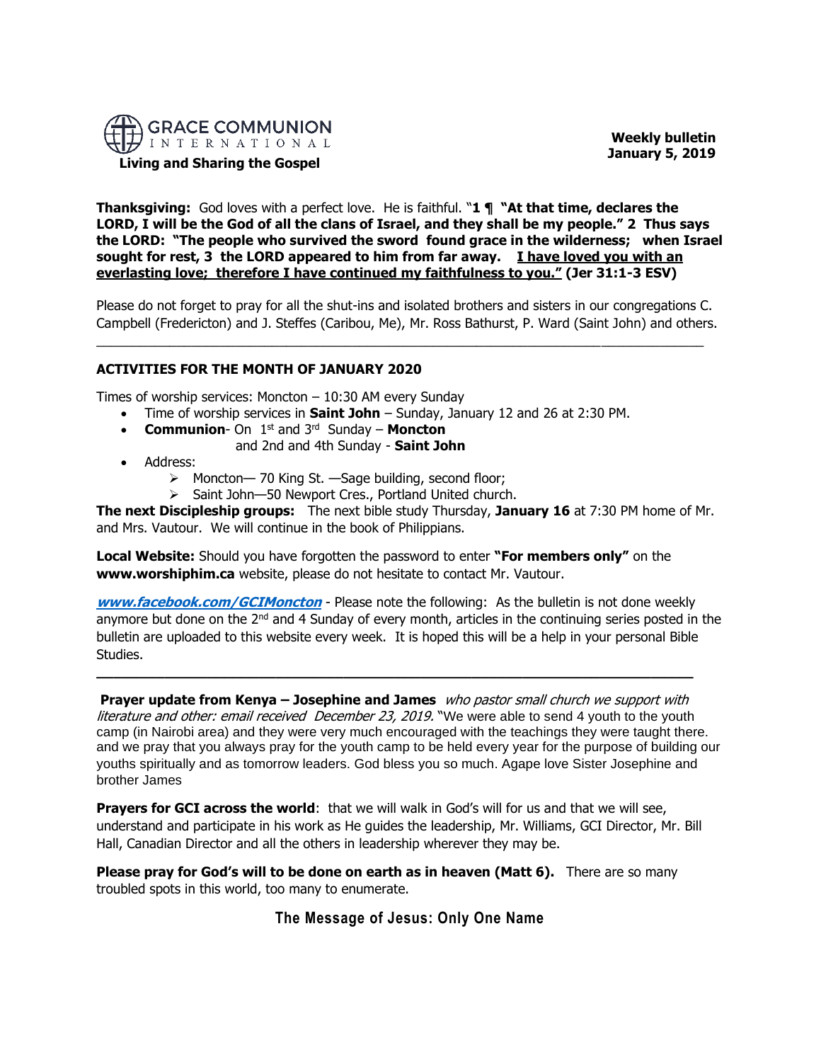**GRACE COMMUNION INTERNATIONAL**

**Living and Sharing the Gospel**

**Weekly bulletin**
**January 5, 2019**

**Thanksgiving:** God loves with a perfect love. He is faithful. "**1 ¶ "At that time, declares the LORD, I will be the God of all the clans of Israel, and they shall be my people." 2 Thus says the LORD: "The people who survived the sword found grace in the wilderness; when Israel sought for rest, 3 the LORD appeared to him from far away. <u>I have loved you with an everlasting love; therefore I have continued my faithfulness to you."</u> (Jer 31:1-3 ESV)**

Please do not forget to pray for all the shut-ins and isolated brothers and sisters in our congregations C. Campbell (Fredericton) and J. Steffes (Caribou, Me), Mr. Ross Bathurst, P. Ward (Saint John) and others.

---

**ACTIVITIES FOR THE MONTH OF JANUARY 2020**

Times of worship services: Moncton – 10:30 AM every Sunday

- Time of worship services in **Saint John** – Sunday, January 12 and 26 at 2:30 PM.
- **Communion**- On 1st and 3rd Sunday – **Moncton** and 2nd and 4th Sunday - **Saint John**
- Address:
  - Moncton— 70 King St. —Sage building, second floor;
  - Saint John—50 Newport Cres., Portland United church.

**The next Discipleship groups:** The next bible study Thursday, **January 16** at 7:30 PM home of Mr. and Mrs. Vautour. We will continue in the book of Philippians.

**Local Website:** Should you have forgotten the password to enter **"For members only"** on the **www.worshiphim.ca** website, please do not hesitate to contact Mr. Vautour.

***www.facebook.com/GCIMoncton*** - Please note the following: As the bulletin is not done weekly anymore but done on the 2nd and 4 Sunday of every month, articles in the continuing series posted in the bulletin are uploaded to this website every week. It is hoped this will be a help in your personal Bible Studies.

---

**Prayer update from Kenya – Josephine and James** *who pastor small church we support with literature and other: email received December 23, 2019.* "We were able to send 4 youth to the youth camp (in Nairobi area) and they were very much encouraged with the teachings they were taught there. and we pray that you always pray for the youth camp to be held every year for the purpose of building our youths spiritually and as tomorrow leaders. God bless you so much. Agape love Sister Josephine and brother James

**Prayers for GCI across the world**: that we will walk in God's will for us and that we will see, understand and participate in his work as He guides the leadership, Mr. Williams, GCI Director, Mr. Bill Hall, Canadian Director and all the others in leadership wherever they may be.

**Please pray for God's will to be done on earth as in heaven (Matt 6).** There are so many troubled spots in this world, too many to enumerate.

## The Message of Jesus: Only One Name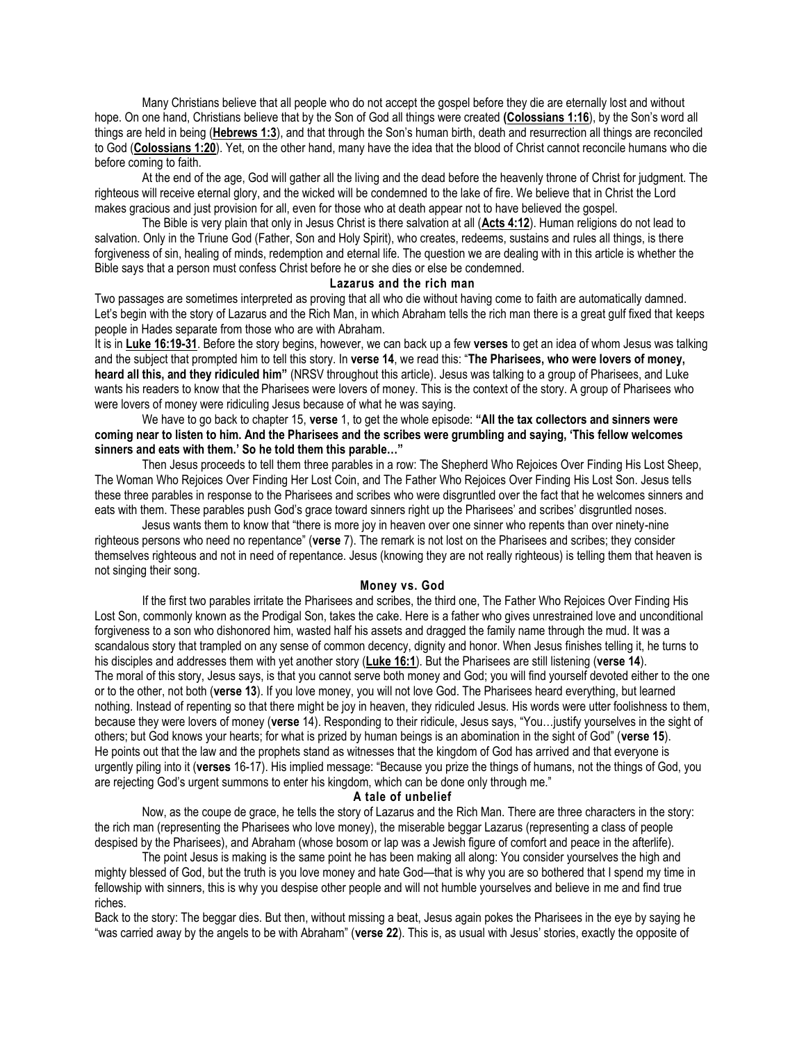Many Christians believe that all people who do not accept the gospel before they die are eternally lost and without hope. On one hand, Christians believe that by the Son of God all things were created **(Colossians 1:16**), by the Son's word all things are held in being (**Hebrews 1:3**), and that through the Son's human birth, death and resurrection all things are reconciled to God (**Colossians 1:20**). Yet, on the other hand, many have the idea that the blood of Christ cannot reconcile humans who die before coming to faith.

At the end of the age, God will gather all the living and the dead before the heavenly throne of Christ for judgment. The righteous will receive eternal glory, and the wicked will be condemned to the lake of fire. We believe that in Christ the Lord makes gracious and just provision for all, even for those who at death appear not to have believed the gospel.

The Bible is very plain that only in Jesus Christ is there salvation at all (**Acts 4:12**). Human religions do not lead to salvation. Only in the Triune God (Father, Son and Holy Spirit), who creates, redeems, sustains and rules all things, is there forgiveness of sin, healing of minds, redemption and eternal life. The question we are dealing with in this article is whether the Bible says that a person must confess Christ before he or she dies or else be condemned.

## Lazarus and the rich man

Two passages are sometimes interpreted as proving that all who die without having come to faith are automatically damned. Let's begin with the story of Lazarus and the Rich Man, in which Abraham tells the rich man there is a great gulf fixed that keeps people in Hades separate from those who are with Abraham.

It is in **Luke 16:19-31**. Before the story begins, however, we can back up a few **verses** to get an idea of whom Jesus was talking and the subject that prompted him to tell this story. In **verse 14**, we read this: "**The Pharisees, who were lovers of money, heard all this, and they ridiculed him"** (NRSV throughout this article). Jesus was talking to a group of Pharisees, and Luke wants his readers to know that the Pharisees were lovers of money. This is the context of the story. A group of Pharisees who were lovers of money were ridiculing Jesus because of what he was saying.

We have to go back to chapter 15, **verse** 1, to get the whole episode: **"All the tax collectors and sinners were coming near to listen to him. And the Pharisees and the scribes were grumbling and saying, 'This fellow welcomes sinners and eats with them.' So he told them this parable…"**

Then Jesus proceeds to tell them three parables in a row: The Shepherd Who Rejoices Over Finding His Lost Sheep, The Woman Who Rejoices Over Finding Her Lost Coin, and The Father Who Rejoices Over Finding His Lost Son. Jesus tells these three parables in response to the Pharisees and scribes who were disgruntled over the fact that he welcomes sinners and eats with them. These parables push God's grace toward sinners right up the Pharisees' and scribes' disgruntled noses.

Jesus wants them to know that "there is more joy in heaven over one sinner who repents than over ninety-nine righteous persons who need no repentance" (**verse** 7). The remark is not lost on the Pharisees and scribes; they consider themselves righteous and not in need of repentance. Jesus (knowing they are not really righteous) is telling them that heaven is not singing their song.

## Money vs. God

If the first two parables irritate the Pharisees and scribes, the third one, The Father Who Rejoices Over Finding His Lost Son, commonly known as the Prodigal Son, takes the cake. Here is a father who gives unrestrained love and unconditional forgiveness to a son who dishonored him, wasted half his assets and dragged the family name through the mud. It was a scandalous story that trampled on any sense of common decency, dignity and honor. When Jesus finishes telling it, he turns to his disciples and addresses them with yet another story (**Luke 16:1**). But the Pharisees are still listening (**verse 14**).

The moral of this story, Jesus says, is that you cannot serve both money and God; you will find yourself devoted either to the one or to the other, not both (**verse 13**). If you love money, you will not love God. The Pharisees heard everything, but learned nothing. Instead of repenting so that there might be joy in heaven, they ridiculed Jesus. His words were utter foolishness to them, because they were lovers of money (**verse** 14). Responding to their ridicule, Jesus says, "You…justify yourselves in the sight of others; but God knows your hearts; for what is prized by human beings is an abomination in the sight of God" (**verse 15**).

He points out that the law and the prophets stand as witnesses that the kingdom of God has arrived and that everyone is urgently piling into it (**verses** 16-17). His implied message: "Because you prize the things of humans, not the things of God, you are rejecting God's urgent summons to enter his kingdom, which can be done only through me."

## A tale of unbelief

Now, as the coupe de grace, he tells the story of Lazarus and the Rich Man. There are three characters in the story: the rich man (representing the Pharisees who love money), the miserable beggar Lazarus (representing a class of people despised by the Pharisees), and Abraham (whose bosom or lap was a Jewish figure of comfort and peace in the afterlife).

The point Jesus is making is the same point he has been making all along: You consider yourselves the high and mighty blessed of God, but the truth is you love money and hate God—that is why you are so bothered that I spend my time in fellowship with sinners, this is why you despise other people and will not humble yourselves and believe in me and find true riches.

Back to the story: The beggar dies. But then, without missing a beat, Jesus again pokes the Pharisees in the eye by saying he "was carried away by the angels to be with Abraham" (**verse 22**). This is, as usual with Jesus' stories, exactly the opposite of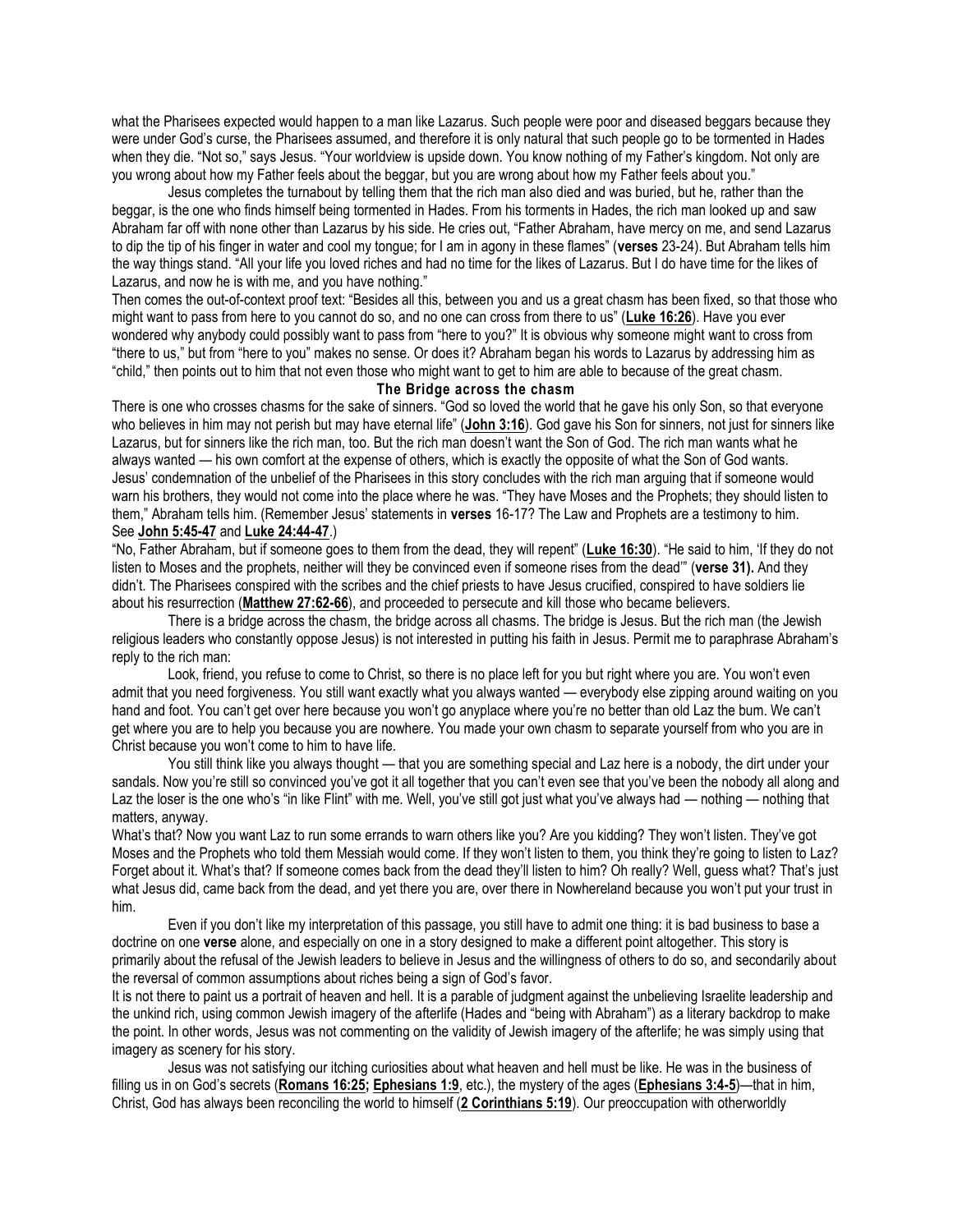what the Pharisees expected would happen to a man like Lazarus. Such people were poor and diseased beggars because they were under God's curse, the Pharisees assumed, and therefore it is only natural that such people go to be tormented in Hades when they die. "Not so," says Jesus. "Your worldview is upside down. You know nothing of my Father's kingdom. Not only are you wrong about how my Father feels about the beggar, but you are wrong about how my Father feels about you."

Jesus completes the turnabout by telling them that the rich man also died and was buried, but he, rather than the beggar, is the one who finds himself being tormented in Hades. From his torments in Hades, the rich man looked up and saw Abraham far off with none other than Lazarus by his side. He cries out, "Father Abraham, have mercy on me, and send Lazarus to dip the tip of his finger in water and cool my tongue; for I am in agony in these flames" (**verses** 23-24). But Abraham tells him the way things stand. "All your life you loved riches and had no time for the likes of Lazarus. But I do have time for the likes of Lazarus, and now he is with me, and you have nothing."

Then comes the out-of-context proof text: "Besides all this, between you and us a great chasm has been fixed, so that those who might want to pass from here to you cannot do so, and no one can cross from there to us" (**Luke 16:26**). Have you ever wondered why anybody could possibly want to pass from "here to you?" It is obvious why someone might want to cross from "there to us," but from "here to you" makes no sense. Or does it? Abraham began his words to Lazarus by addressing him as "child," then points out to him that not even those who might want to get to him are able to because of the great chasm.

### The Bridge across the chasm

There is one who crosses chasms for the sake of sinners. "God so loved the world that he gave his only Son, so that everyone who believes in him may not perish but may have eternal life" (**John 3:16**). God gave his Son for sinners, not just for sinners like Lazarus, but for sinners like the rich man, too. But the rich man doesn't want the Son of God. The rich man wants what he always wanted — his own comfort at the expense of others, which is exactly the opposite of what the Son of God wants. Jesus' condemnation of the unbelief of the Pharisees in this story concludes with the rich man arguing that if someone would warn his brothers, they would not come into the place where he was. "They have Moses and the Prophets; they should listen to them," Abraham tells him. (Remember Jesus' statements in **verses** 16-17? The Law and Prophets are a testimony to him. See **John 5:45-47** and **Luke 24:44-47**.)

"No, Father Abraham, but if someone goes to them from the dead, they will repent" (**Luke 16:30**). "He said to him, 'If they do not listen to Moses and the prophets, neither will they be convinced even if someone rises from the dead'" (**verse 31).** And they didn't. The Pharisees conspired with the scribes and the chief priests to have Jesus crucified, conspired to have soldiers lie about his resurrection (**Matthew 27:62-66**), and proceeded to persecute and kill those who became believers.

There is a bridge across the chasm, the bridge across all chasms. The bridge is Jesus. But the rich man (the Jewish religious leaders who constantly oppose Jesus) is not interested in putting his faith in Jesus. Permit me to paraphrase Abraham's reply to the rich man:

Look, friend, you refuse to come to Christ, so there is no place left for you but right where you are. You won't even admit that you need forgiveness. You still want exactly what you always wanted — everybody else zipping around waiting on you hand and foot. You can't get over here because you won't go anyplace where you're no better than old Laz the bum. We can't get where you are to help you because you are nowhere. You made your own chasm to separate yourself from who you are in Christ because you won't come to him to have life.

You still think like you always thought — that you are something special and Laz here is a nobody, the dirt under your sandals. Now you're still so convinced you've got it all together that you can't even see that you've been the nobody all along and Laz the loser is the one who's "in like Flint" with me. Well, you've still got just what you've always had — nothing — nothing that matters, anyway.

What's that? Now you want Laz to run some errands to warn others like you? Are you kidding? They won't listen. They've got Moses and the Prophets who told them Messiah would come. If they won't listen to them, you think they're going to listen to Laz? Forget about it. What's that? If someone comes back from the dead they'll listen to him? Oh really? Well, guess what? That's just what Jesus did, came back from the dead, and yet there you are, over there in Nowhereland because you won't put your trust in him.

Even if you don't like my interpretation of this passage, you still have to admit one thing: it is bad business to base a doctrine on one **verse** alone, and especially on one in a story designed to make a different point altogether. This story is primarily about the refusal of the Jewish leaders to believe in Jesus and the willingness of others to do so, and secondarily about the reversal of common assumptions about riches being a sign of God's favor.

It is not there to paint us a portrait of heaven and hell. It is a parable of judgment against the unbelieving Israelite leadership and the unkind rich, using common Jewish imagery of the afterlife (Hades and "being with Abraham") as a literary backdrop to make the point. In other words, Jesus was not commenting on the validity of Jewish imagery of the afterlife; he was simply using that imagery as scenery for his story.

Jesus was not satisfying our itching curiosities about what heaven and hell must be like. He was in the business of filling us in on God's secrets (**Romans 16:25; Ephesians 1:9**, etc.), the mystery of the ages (**Ephesians 3:4-5**)—that in him, Christ, God has always been reconciling the world to himself (**2 Corinthians 5:19**). Our preoccupation with otherworldly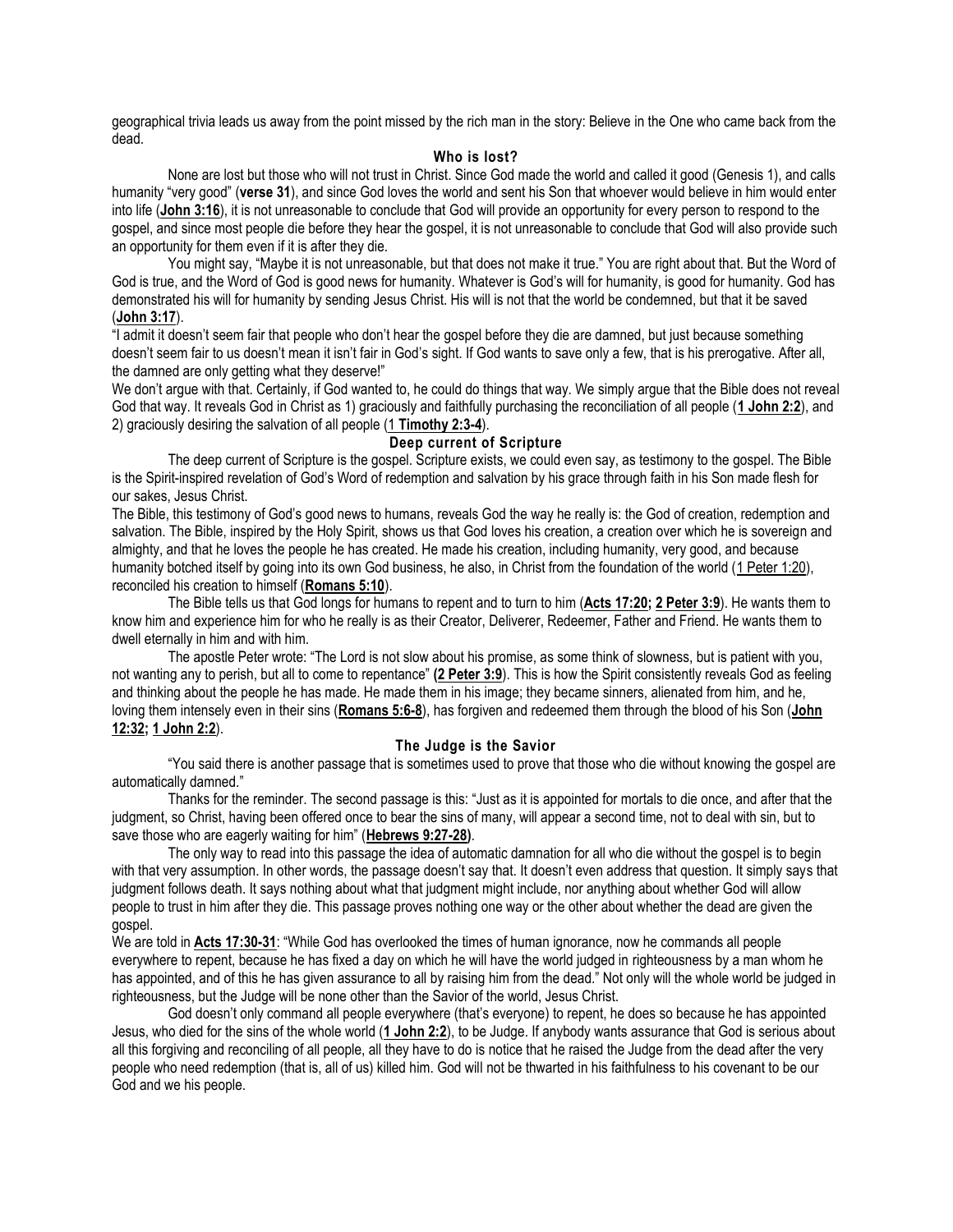geographical trivia leads us away from the point missed by the rich man in the story: Believe in the One who came back from the dead.

### Who is lost?

None are lost but those who will not trust in Christ. Since God made the world and called it good (Genesis 1), and calls humanity "very good" (**verse 31**), and since God loves the world and sent his Son that whoever would believe in him would enter into life (**John 3:16**), it is not unreasonable to conclude that God will provide an opportunity for every person to respond to the gospel, and since most people die before they hear the gospel, it is not unreasonable to conclude that God will also provide such an opportunity for them even if it is after they die.

You might say, "Maybe it is not unreasonable, but that does not make it true." You are right about that. But the Word of God is true, and the Word of God is good news for humanity. Whatever is God's will for humanity, is good for humanity. God has demonstrated his will for humanity by sending Jesus Christ. His will is not that the world be condemned, but that it be saved (**John 3:17**).

"I admit it doesn't seem fair that people who don't hear the gospel before they die are damned, but just because something doesn't seem fair to us doesn't mean it isn't fair in God's sight. If God wants to save only a few, that is his prerogative. After all, the damned are only getting what they deserve!"

We don't argue with that. Certainly, if God wanted to, he could do things that way. We simply argue that the Bible does not reveal God that way. It reveals God in Christ as 1) graciously and faithfully purchasing the reconciliation of all people (**1 John 2:2**), and 2) graciously desiring the salvation of all people (1 **Timothy 2:3-4**).

### Deep current of Scripture

The deep current of Scripture is the gospel. Scripture exists, we could even say, as testimony to the gospel. The Bible is the Spirit-inspired revelation of God's Word of redemption and salvation by his grace through faith in his Son made flesh for our sakes, Jesus Christ.

The Bible, this testimony of God's good news to humans, reveals God the way he really is: the God of creation, redemption and salvation. The Bible, inspired by the Holy Spirit, shows us that God loves his creation, a creation over which he is sovereign and almighty, and that he loves the people he has created. He made his creation, including humanity, very good, and because humanity botched itself by going into its own God business, he also, in Christ from the foundation of the world (1 Peter 1:20), reconciled his creation to himself (**Romans 5:10**).

The Bible tells us that God longs for humans to repent and to turn to him (**Acts 17:20; 2 Peter 3:9**). He wants them to know him and experience him for who he really is as their Creator, Deliverer, Redeemer, Father and Friend. He wants them to dwell eternally in him and with him.

The apostle Peter wrote: "The Lord is not slow about his promise, as some think of slowness, but is patient with you, not wanting any to perish, but all to come to repentance" **(2 Peter 3:9**). This is how the Spirit consistently reveals God as feeling and thinking about the people he has made. He made them in his image; they became sinners, alienated from him, and he, loving them intensely even in their sins (**Romans 5:6-8**), has forgiven and redeemed them through the blood of his Son (**John 12:32; 1 John 2:2**).

### The Judge is the Savior

"You said there is another passage that is sometimes used to prove that those who die without knowing the gospel are automatically damned."

Thanks for the reminder. The second passage is this: "Just as it is appointed for mortals to die once, and after that the judgment, so Christ, having been offered once to bear the sins of many, will appear a second time, not to deal with sin, but to save those who are eagerly waiting for him" (**Hebrews 9:27-28)**.

The only way to read into this passage the idea of automatic damnation for all who die without the gospel is to begin with that very assumption. In other words, the passage doesn't say that. It doesn't even address that question. It simply says that judgment follows death. It says nothing about what that judgment might include, nor anything about whether God will allow people to trust in him after they die. This passage proves nothing one way or the other about whether the dead are given the gospel.

We are told in **Acts 17:30-31**: "While God has overlooked the times of human ignorance, now he commands all people everywhere to repent, because he has fixed a day on which he will have the world judged in righteousness by a man whom he has appointed, and of this he has given assurance to all by raising him from the dead." Not only will the whole world be judged in righteousness, but the Judge will be none other than the Savior of the world, Jesus Christ.

God doesn't only command all people everywhere (that's everyone) to repent, he does so because he has appointed Jesus, who died for the sins of the whole world (**1 John 2:2**), to be Judge. If anybody wants assurance that God is serious about all this forgiving and reconciling of all people, all they have to do is notice that he raised the Judge from the dead after the very people who need redemption (that is, all of us) killed him. God will not be thwarted in his faithfulness to his covenant to be our God and we his people.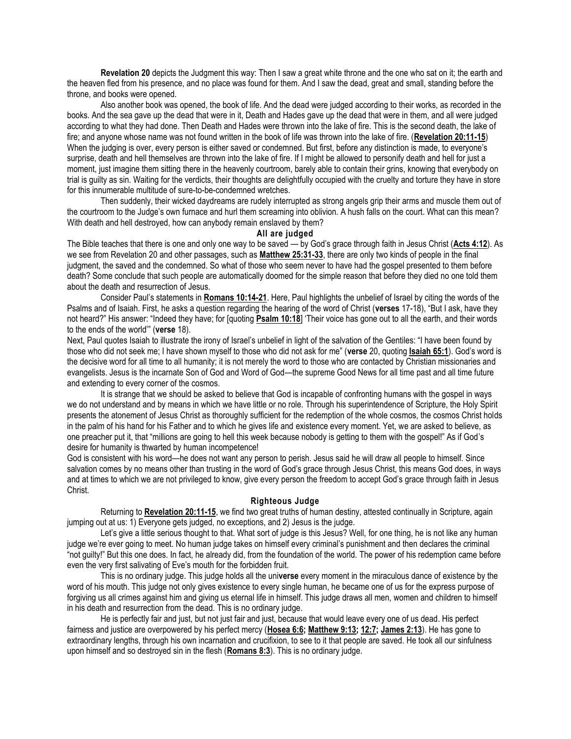**Revelation 20** depicts the Judgment this way: Then I saw a great white throne and the one who sat on it; the earth and the heaven fled from his presence, and no place was found for them. And I saw the dead, great and small, standing before the throne, and books were opened.

Also another book was opened, the book of life. And the dead were judged according to their works, as recorded in the books. And the sea gave up the dead that were in it, Death and Hades gave up the dead that were in them, and all were judged according to what they had done. Then Death and Hades were thrown into the lake of fire. This is the second death, the lake of fire; and anyone whose name was not found written in the book of life was thrown into the lake of fire. (**Revelation 20:11-15**)

When the judging is over, every person is either saved or condemned. But first, before any distinction is made, to everyone's surprise, death and hell themselves are thrown into the lake of fire. If I might be allowed to personify death and hell for just a moment, just imagine them sitting there in the heavenly courtroom, barely able to contain their grins, knowing that everybody on trial is guilty as sin. Waiting for the verdicts, their thoughts are delightfully occupied with the cruelty and torture they have in store for this innumerable multitude of sure-to-be-condemned wretches.

Then suddenly, their wicked daydreams are rudely interrupted as strong angels grip their arms and muscle them out of the courtroom to the Judge's own furnace and hurl them screaming into oblivion. A hush falls on the court. What can this mean? With death and hell destroyed, how can anybody remain enslaved by them?

## All are judged

The Bible teaches that there is one and only one way to be saved — by God's grace through faith in Jesus Christ (**Acts 4:12**). As we see from Revelation 20 and other passages, such as **Matthew 25:31-33**, there are only two kinds of people in the final judgment, the saved and the condemned. So what of those who seem never to have had the gospel presented to them before death? Some conclude that such people are automatically doomed for the simple reason that before they died no one told them about the death and resurrection of Jesus.

Consider Paul's statements in **Romans 10:14-21**. Here, Paul highlights the unbelief of Israel by citing the words of the Psalms and of Isaiah. First, he asks a question regarding the hearing of the word of Christ (**verses** 17-18), "But I ask, have they not heard?" His answer: "Indeed they have; for [quoting **Psalm 10:18**] 'Their voice has gone out to all the earth, and their words to the ends of the world'" (**verse** 18).

Next, Paul quotes Isaiah to illustrate the irony of Israel's unbelief in light of the salvation of the Gentiles: "I have been found by those who did not seek me; I have shown myself to those who did not ask for me" (**verse** 20, quoting **Isaiah 65:1**). God's word is the decisive word for all time to all humanity; it is not merely the word to those who are contacted by Christian missionaries and evangelists. Jesus is the incarnate Son of God and Word of God—the supreme Good News for all time past and all time future and extending to every corner of the cosmos.

It is strange that we should be asked to believe that God is incapable of confronting humans with the gospel in ways we do not understand and by means in which we have little or no role. Through his superintendence of Scripture, the Holy Spirit presents the atonement of Jesus Christ as thoroughly sufficient for the redemption of the whole cosmos, the cosmos Christ holds in the palm of his hand for his Father and to which he gives life and existence every moment. Yet, we are asked to believe, as one preacher put it, that "millions are going to hell this week because nobody is getting to them with the gospel!" As if God's desire for humanity is thwarted by human incompetence!

God is consistent with his word—he does not want any person to perish. Jesus said he will draw all people to himself. Since salvation comes by no means other than trusting in the word of God's grace through Jesus Christ, this means God does, in ways and at times to which we are not privileged to know, give every person the freedom to accept God's grace through faith in Jesus Christ.

## Righteous Judge

Returning to **Revelation 20:11-15**, we find two great truths of human destiny, attested continually in Scripture, again jumping out at us: 1) Everyone gets judged, no exceptions, and 2) Jesus is the judge.

Let's give a little serious thought to that. What sort of judge is this Jesus? Well, for one thing, he is not like any human judge we're ever going to meet. No human judge takes on himself every criminal's punishment and then declares the criminal "not guilty!" But this one does. In fact, he already did, from the foundation of the world. The power of his redemption came before even the very first salivating of Eve's mouth for the forbidden fruit.

This is no ordinary judge. This judge holds all the uni**verse** every moment in the miraculous dance of existence by the word of his mouth. This judge not only gives existence to every single human, he became one of us for the express purpose of forgiving us all crimes against him and giving us eternal life in himself. This judge draws all men, women and children to himself in his death and resurrection from the dead. This is no ordinary judge.

He is perfectly fair and just, but not just fair and just, because that would leave every one of us dead. His perfect fairness and justice are overpowered by his perfect mercy (**Hosea 6:6; Matthew 9:13; 12:7; James 2:13**). He has gone to extraordinary lengths, through his own incarnation and crucifixion, to see to it that people are saved. He took all our sinfulness upon himself and so destroyed sin in the flesh (**Romans 8:3**). This is no ordinary judge.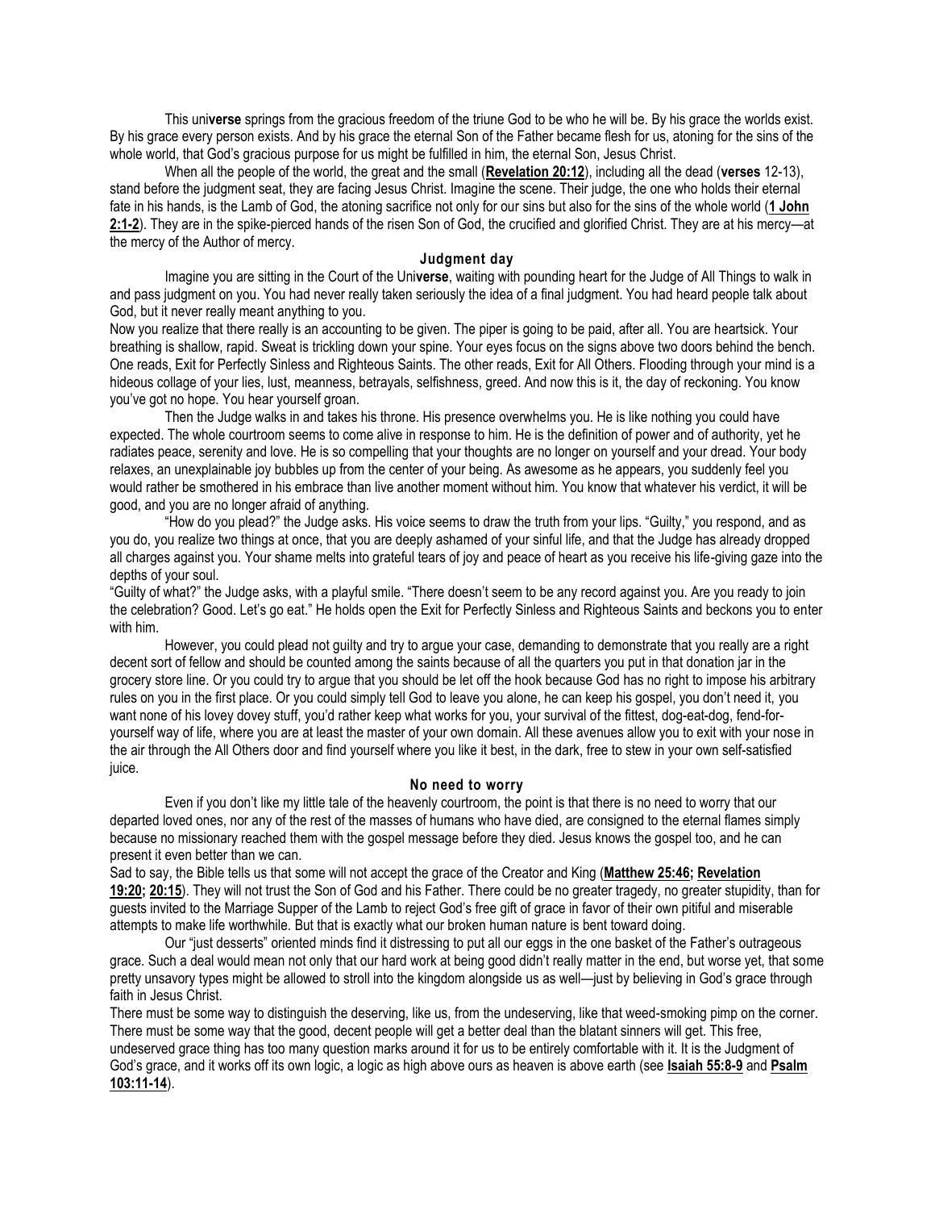This uni**verse** springs from the gracious freedom of the triune God to be who he will be. By his grace the worlds exist. By his grace every person exists. And by his grace the eternal Son of the Father became flesh for us, atoning for the sins of the whole world, that God's gracious purpose for us might be fulfilled in him, the eternal Son, Jesus Christ.

When all the people of the world, the great and the small (**Revelation 20:12**), including all the dead (**verses** 12-13), stand before the judgment seat, they are facing Jesus Christ. Imagine the scene. Their judge, the one who holds their eternal fate in his hands, is the Lamb of God, the atoning sacrifice not only for our sins but also for the sins of the whole world (**1 John 2:1-2**). They are in the spike-pierced hands of the risen Son of God, the crucified and glorified Christ. They are at his mercy—at the mercy of the Author of mercy.

### Judgment day

Imagine you are sitting in the Court of the Uni**verse**, waiting with pounding heart for the Judge of All Things to walk in and pass judgment on you. You had never really taken seriously the idea of a final judgment. You had heard people talk about God, but it never really meant anything to you.

Now you realize that there really is an accounting to be given. The piper is going to be paid, after all. You are heartsick. Your breathing is shallow, rapid. Sweat is trickling down your spine. Your eyes focus on the signs above two doors behind the bench. One reads, Exit for Perfectly Sinless and Righteous Saints. The other reads, Exit for All Others. Flooding through your mind is a hideous collage of your lies, lust, meanness, betrayals, selfishness, greed. And now this is it, the day of reckoning. You know you've got no hope. You hear yourself groan.

Then the Judge walks in and takes his throne. His presence overwhelms you. He is like nothing you could have expected. The whole courtroom seems to come alive in response to him. He is the definition of power and of authority, yet he radiates peace, serenity and love. He is so compelling that your thoughts are no longer on yourself and your dread. Your body relaxes, an unexplainable joy bubbles up from the center of your being. As awesome as he appears, you suddenly feel you would rather be smothered in his embrace than live another moment without him. You know that whatever his verdict, it will be good, and you are no longer afraid of anything.

"How do you plead?" the Judge asks. His voice seems to draw the truth from your lips. "Guilty," you respond, and as you do, you realize two things at once, that you are deeply ashamed of your sinful life, and that the Judge has already dropped all charges against you. Your shame melts into grateful tears of joy and peace of heart as you receive his life-giving gaze into the depths of your soul.

"Guilty of what?" the Judge asks, with a playful smile. "There doesn't seem to be any record against you. Are you ready to join the celebration? Good. Let's go eat." He holds open the Exit for Perfectly Sinless and Righteous Saints and beckons you to enter with him.

However, you could plead not guilty and try to argue your case, demanding to demonstrate that you really are a right decent sort of fellow and should be counted among the saints because of all the quarters you put in that donation jar in the grocery store line. Or you could try to argue that you should be let off the hook because God has no right to impose his arbitrary rules on you in the first place. Or you could simply tell God to leave you alone, he can keep his gospel, you don't need it, you want none of his lovey dovey stuff, you'd rather keep what works for you, your survival of the fittest, dog-eat-dog, fend-for-yourself way of life, where you are at least the master of your own domain. All these avenues allow you to exit with your nose in the air through the All Others door and find yourself where you like it best, in the dark, free to stew in your own self-satisfied juice.

### No need to worry

Even if you don't like my little tale of the heavenly courtroom, the point is that there is no need to worry that our departed loved ones, nor any of the rest of the masses of humans who have died, are consigned to the eternal flames simply because no missionary reached them with the gospel message before they died. Jesus knows the gospel too, and he can present it even better than we can.

Sad to say, the Bible tells us that some will not accept the grace of the Creator and King (**Matthew 25:46; Revelation 19:20; 20:15**). They will not trust the Son of God and his Father. There could be no greater tragedy, no greater stupidity, than for guests invited to the Marriage Supper of the Lamb to reject God's free gift of grace in favor of their own pitiful and miserable attempts to make life worthwhile. But that is exactly what our broken human nature is bent toward doing.

Our "just desserts" oriented minds find it distressing to put all our eggs in the one basket of the Father's outrageous grace. Such a deal would mean not only that our hard work at being good didn't really matter in the end, but worse yet, that some pretty unsavory types might be allowed to stroll into the kingdom alongside us as well—just by believing in God's grace through faith in Jesus Christ.

There must be some way to distinguish the deserving, like us, from the undeserving, like that weed-smoking pimp on the corner. There must be some way that the good, decent people will get a better deal than the blatant sinners will get. This free, undeserved grace thing has too many question marks around it for us to be entirely comfortable with it. It is the Judgment of God's grace, and it works off its own logic, a logic as high above ours as heaven is above earth (see **Isaiah 55:8-9** and **Psalm 103:11-14**).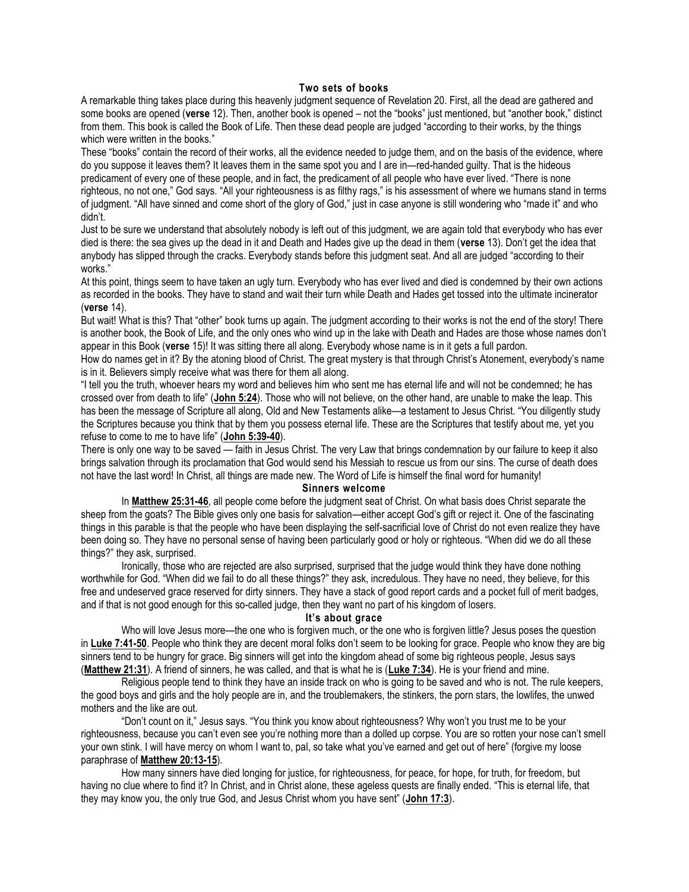### Two sets of books

A remarkable thing takes place during this heavenly judgment sequence of Revelation 20. First, all the dead are gathered and some books are opened (**verse** 12). Then, another book is opened – not the "books" just mentioned, but "another book," distinct from them. This book is called the Book of Life. Then these dead people are judged "according to their works, by the things which were written in the books."

These "books" contain the record of their works, all the evidence needed to judge them, and on the basis of the evidence, where do you suppose it leaves them? It leaves them in the same spot you and I are in—red-handed guilty. That is the hideous predicament of every one of these people, and in fact, the predicament of all people who have ever lived. "There is none righteous, no not one," God says. "All your righteousness is as filthy rags," is his assessment of where we humans stand in terms of judgment. "All have sinned and come short of the glory of God," just in case anyone is still wondering who "made it" and who didn't.

Just to be sure we understand that absolutely nobody is left out of this judgment, we are again told that everybody who has ever died is there: the sea gives up the dead in it and Death and Hades give up the dead in them (**verse** 13). Don't get the idea that anybody has slipped through the cracks. Everybody stands before this judgment seat. And all are judged "according to their works."

At this point, things seem to have taken an ugly turn. Everybody who has ever lived and died is condemned by their own actions as recorded in the books. They have to stand and wait their turn while Death and Hades get tossed into the ultimate incinerator (**verse** 14).

But wait! What is this? That "other" book turns up again. The judgment according to their works is not the end of the story! There is another book, the Book of Life, and the only ones who wind up in the lake with Death and Hades are those whose names don't appear in this Book (**verse** 15)! It was sitting there all along. Everybody whose name is in it gets a full pardon.

How do names get in it? By the atoning blood of Christ. The great mystery is that through Christ's Atonement, everybody's name is in it. Believers simply receive what was there for them all along.

"I tell you the truth, whoever hears my word and believes him who sent me has eternal life and will not be condemned; he has crossed over from death to life" (**John 5:24**). Those who will not believe, on the other hand, are unable to make the leap. This has been the message of Scripture all along, Old and New Testaments alike—a testament to Jesus Christ. "You diligently study the Scriptures because you think that by them you possess eternal life. These are the Scriptures that testify about me, yet you refuse to come to me to have life" (**John 5:39-40**).

There is only one way to be saved — faith in Jesus Christ. The very Law that brings condemnation by our failure to keep it also brings salvation through its proclamation that God would send his Messiah to rescue us from our sins. The curse of death does not have the last word! In Christ, all things are made new. The Word of Life is himself the final word for humanity!

### Sinners welcome

In **Matthew 25:31-46**, all people come before the judgment seat of Christ. On what basis does Christ separate the sheep from the goats? The Bible gives only one basis for salvation—either accept God's gift or reject it. One of the fascinating things in this parable is that the people who have been displaying the self-sacrificial love of Christ do not even realize they have been doing so. They have no personal sense of having been particularly good or holy or righteous. "When did we do all these things?" they ask, surprised.

Ironically, those who are rejected are also surprised, surprised that the judge would think they have done nothing worthwhile for God. "When did we fail to do all these things?" they ask, incredulous. They have no need, they believe, for this free and undeserved grace reserved for dirty sinners. They have a stack of good report cards and a pocket full of merit badges, and if that is not good enough for this so-called judge, then they want no part of his kingdom of losers.

### It's about grace

Who will love Jesus more—the one who is forgiven much, or the one who is forgiven little? Jesus poses the question in **Luke 7:41-50**. People who think they are decent moral folks don't seem to be looking for grace. People who know they are big sinners tend to be hungry for grace. Big sinners will get into the kingdom ahead of some big righteous people, Jesus says (**Matthew 21:31**). A friend of sinners, he was called, and that is what he is (**Luke 7:34**). He is your friend and mine.

Religious people tend to think they have an inside track on who is going to be saved and who is not. The rule keepers, the good boys and girls and the holy people are in, and the troublemakers, the stinkers, the porn stars, the lowlifes, the unwed mothers and the like are out.

"Don't count on it," Jesus says. "You think you know about righteousness? Why won't you trust me to be your righteousness, because you can't even see you're nothing more than a dolled up corpse. You are so rotten your nose can't smell your own stink. I will have mercy on whom I want to, pal, so take what you've earned and get out of here" (forgive my loose paraphrase of **Matthew 20:13-15**).

How many sinners have died longing for justice, for righteousness, for peace, for hope, for truth, for freedom, but having no clue where to find it? In Christ, and in Christ alone, these ageless quests are finally ended. "This is eternal life, that they may know you, the only true God, and Jesus Christ whom you have sent" (**John 17:3**).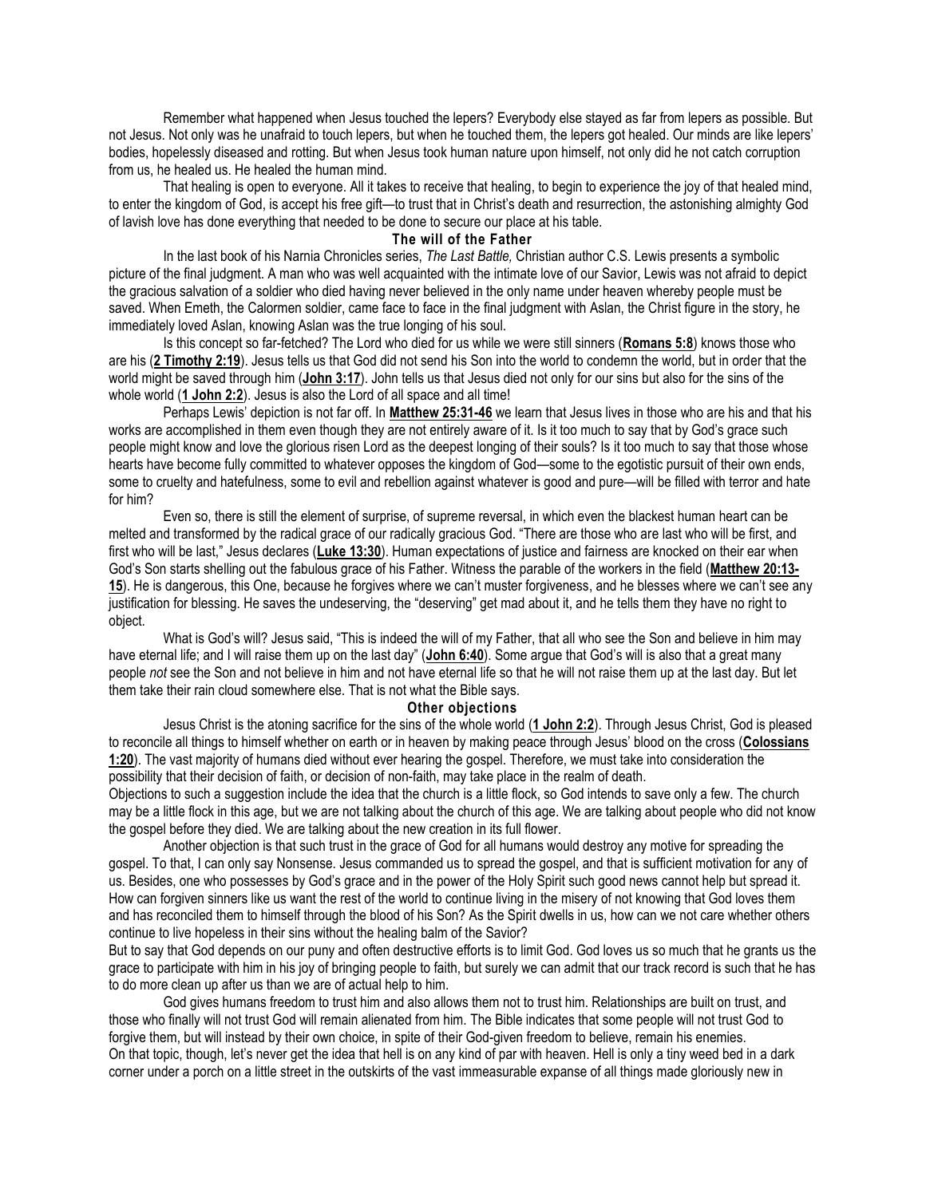Remember what happened when Jesus touched the lepers? Everybody else stayed as far from lepers as possible. But not Jesus. Not only was he unafraid to touch lepers, but when he touched them, the lepers got healed. Our minds are like lepers' bodies, hopelessly diseased and rotting. But when Jesus took human nature upon himself, not only did he not catch corruption from us, he healed us. He healed the human mind.

That healing is open to everyone. All it takes to receive that healing, to begin to experience the joy of that healed mind, to enter the kingdom of God, is accept his free gift—to trust that in Christ's death and resurrection, the astonishing almighty God of lavish love has done everything that needed to be done to secure our place at his table.

### The will of the Father

In the last book of his Narnia Chronicles series, *The Last Battle,* Christian author C.S. Lewis presents a symbolic picture of the final judgment. A man who was well acquainted with the intimate love of our Savior, Lewis was not afraid to depict the gracious salvation of a soldier who died having never believed in the only name under heaven whereby people must be saved. When Emeth, the Calormen soldier, came face to face in the final judgment with Aslan, the Christ figure in the story, he immediately loved Aslan, knowing Aslan was the true longing of his soul.

Is this concept so far-fetched? The Lord who died for us while we were still sinners (**Romans 5:8**) knows those who are his (**2 Timothy 2:19**). Jesus tells us that God did not send his Son into the world to condemn the world, but in order that the world might be saved through him (**John 3:17**). John tells us that Jesus died not only for our sins but also for the sins of the whole world (**1 John 2:2**). Jesus is also the Lord of all space and all time!

Perhaps Lewis' depiction is not far off. In **Matthew 25:31-46** we learn that Jesus lives in those who are his and that his works are accomplished in them even though they are not entirely aware of it. Is it too much to say that by God's grace such people might know and love the glorious risen Lord as the deepest longing of their souls? Is it too much to say that those whose hearts have become fully committed to whatever opposes the kingdom of God—some to the egotistic pursuit of their own ends, some to cruelty and hatefulness, some to evil and rebellion against whatever is good and pure—will be filled with terror and hate for him?

Even so, there is still the element of surprise, of supreme reversal, in which even the blackest human heart can be melted and transformed by the radical grace of our radically gracious God. "There are those who are last who will be first, and first who will be last," Jesus declares (**Luke 13:30**). Human expectations of justice and fairness are knocked on their ear when God's Son starts shelling out the fabulous grace of his Father. Witness the parable of the workers in the field (**Matthew 20:13-15**). He is dangerous, this One, because he forgives where we can't muster forgiveness, and he blesses where we can't see any justification for blessing. He saves the undeserving, the "deserving" get mad about it, and he tells them they have no right to object.

What is God's will? Jesus said, "This is indeed the will of my Father, that all who see the Son and believe in him may have eternal life; and I will raise them up on the last day" (**John 6:40**). Some argue that God's will is also that a great many people *not* see the Son and not believe in him and not have eternal life so that he will not raise them up at the last day. But let them take their rain cloud somewhere else. That is not what the Bible says.

### Other objections

Jesus Christ is the atoning sacrifice for the sins of the whole world (**1 John 2:2**). Through Jesus Christ, God is pleased to reconcile all things to himself whether on earth or in heaven by making peace through Jesus' blood on the cross (**Colossians 1:20**). The vast majority of humans died without ever hearing the gospel. Therefore, we must take into consideration the possibility that their decision of faith, or decision of non-faith, may take place in the realm of death.

Objections to such a suggestion include the idea that the church is a little flock, so God intends to save only a few. The church may be a little flock in this age, but we are not talking about the church of this age. We are talking about people who did not know the gospel before they died. We are talking about the new creation in its full flower.

Another objection is that such trust in the grace of God for all humans would destroy any motive for spreading the gospel. To that, I can only say Nonsense. Jesus commanded us to spread the gospel, and that is sufficient motivation for any of us. Besides, one who possesses by God's grace and in the power of the Holy Spirit such good news cannot help but spread it. How can forgiven sinners like us want the rest of the world to continue living in the misery of not knowing that God loves them and has reconciled them to himself through the blood of his Son? As the Spirit dwells in us, how can we not care whether others continue to live hopeless in their sins without the healing balm of the Savior?

But to say that God depends on our puny and often destructive efforts is to limit God. God loves us so much that he grants us the grace to participate with him in his joy of bringing people to faith, but surely we can admit that our track record is such that he has to do more clean up after us than we are of actual help to him.

God gives humans freedom to trust him and also allows them not to trust him. Relationships are built on trust, and those who finally will not trust God will remain alienated from him. The Bible indicates that some people will not trust God to forgive them, but will instead by their own choice, in spite of their God-given freedom to believe, remain his enemies.

On that topic, though, let's never get the idea that hell is on any kind of par with heaven. Hell is only a tiny weed bed in a dark corner under a porch on a little street in the outskirts of the vast immeasurable expanse of all things made gloriously new in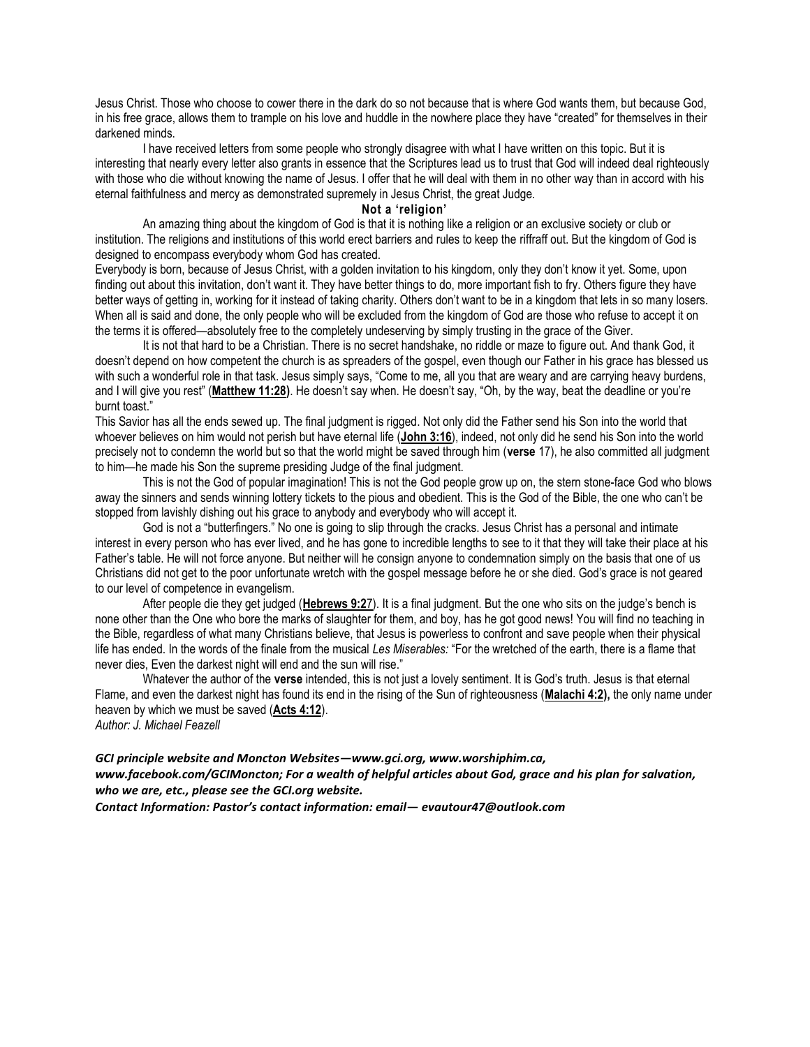Jesus Christ. Those who choose to cower there in the dark do so not because that is where God wants them, but because God, in his free grace, allows them to trample on his love and huddle in the nowhere place they have "created" for themselves in their darkened minds.

I have received letters from some people who strongly disagree with what I have written on this topic. But it is interesting that nearly every letter also grants in essence that the Scriptures lead us to trust that God will indeed deal righteously with those who die without knowing the name of Jesus. I offer that he will deal with them in no other way than in accord with his eternal faithfulness and mercy as demonstrated supremely in Jesus Christ, the great Judge.

### Not a 'religion'

An amazing thing about the kingdom of God is that it is nothing like a religion or an exclusive society or club or institution. The religions and institutions of this world erect barriers and rules to keep the riffraff out. But the kingdom of God is designed to encompass everybody whom God has created.

Everybody is born, because of Jesus Christ, with a golden invitation to his kingdom, only they don't know it yet. Some, upon finding out about this invitation, don't want it. They have better things to do, more important fish to fry. Others figure they have better ways of getting in, working for it instead of taking charity. Others don't want to be in a kingdom that lets in so many losers. When all is said and done, the only people who will be excluded from the kingdom of God are those who refuse to accept it on the terms it is offered—absolutely free to the completely undeserving by simply trusting in the grace of the Giver.

It is not that hard to be a Christian. There is no secret handshake, no riddle or maze to figure out. And thank God, it doesn't depend on how competent the church is as spreaders of the gospel, even though our Father in his grace has blessed us with such a wonderful role in that task. Jesus simply says, "Come to me, all you that are weary and are carrying heavy burdens, and I will give you rest" (**Matthew 11:28**). He doesn't say when. He doesn't say, "Oh, by the way, beat the deadline or you're burnt toast."

This Savior has all the ends sewed up. The final judgment is rigged. Not only did the Father send his Son into the world that whoever believes on him would not perish but have eternal life (**John 3:16**), indeed, not only did he send his Son into the world precisely not to condemn the world but so that the world might be saved through him (**verse** 17), he also committed all judgment to him—he made his Son the supreme presiding Judge of the final judgment.

This is not the God of popular imagination! This is not the God people grow up on, the stern stone-face God who blows away the sinners and sends winning lottery tickets to the pious and obedient. This is the God of the Bible, the one who can't be stopped from lavishly dishing out his grace to anybody and everybody who will accept it.

God is not a "butterfingers." No one is going to slip through the cracks. Jesus Christ has a personal and intimate interest in every person who has ever lived, and he has gone to incredible lengths to see to it that they will take their place at his Father's table. He will not force anyone. But neither will he consign anyone to condemnation simply on the basis that one of us Christians did not get to the poor unfortunate wretch with the gospel message before he or she died. God's grace is not geared to our level of competence in evangelism.

After people die they get judged (**Hebrews 9:2**7). It is a final judgment. But the one who sits on the judge's bench is none other than the One who bore the marks of slaughter for them, and boy, has he got good news! You will find no teaching in the Bible, regardless of what many Christians believe, that Jesus is powerless to confront and save people when their physical life has ended. In the words of the finale from the musical *Les Miserables:* "For the wretched of the earth, there is a flame that never dies, Even the darkest night will end and the sun will rise."

Whatever the author of the **verse** intended, this is not just a lovely sentiment. It is God's truth. Jesus is that eternal Flame, and even the darkest night has found its end in the rising of the Sun of righteousness (**Malachi 4:2),** the only name under heaven by which we must be saved (**Acts 4:12**).

*Author: J. Michael Feazell*

***GCI principle website and Moncton Websites—www.gci.org, www.worshiphim.ca, www.facebook.com/GCIMoncton; For a wealth of helpful articles about God, grace and his plan for salvation, who we are, etc., please see the GCI.org website.***

***Contact Information: Pastor's contact information: email— evautour47@outlook.com***